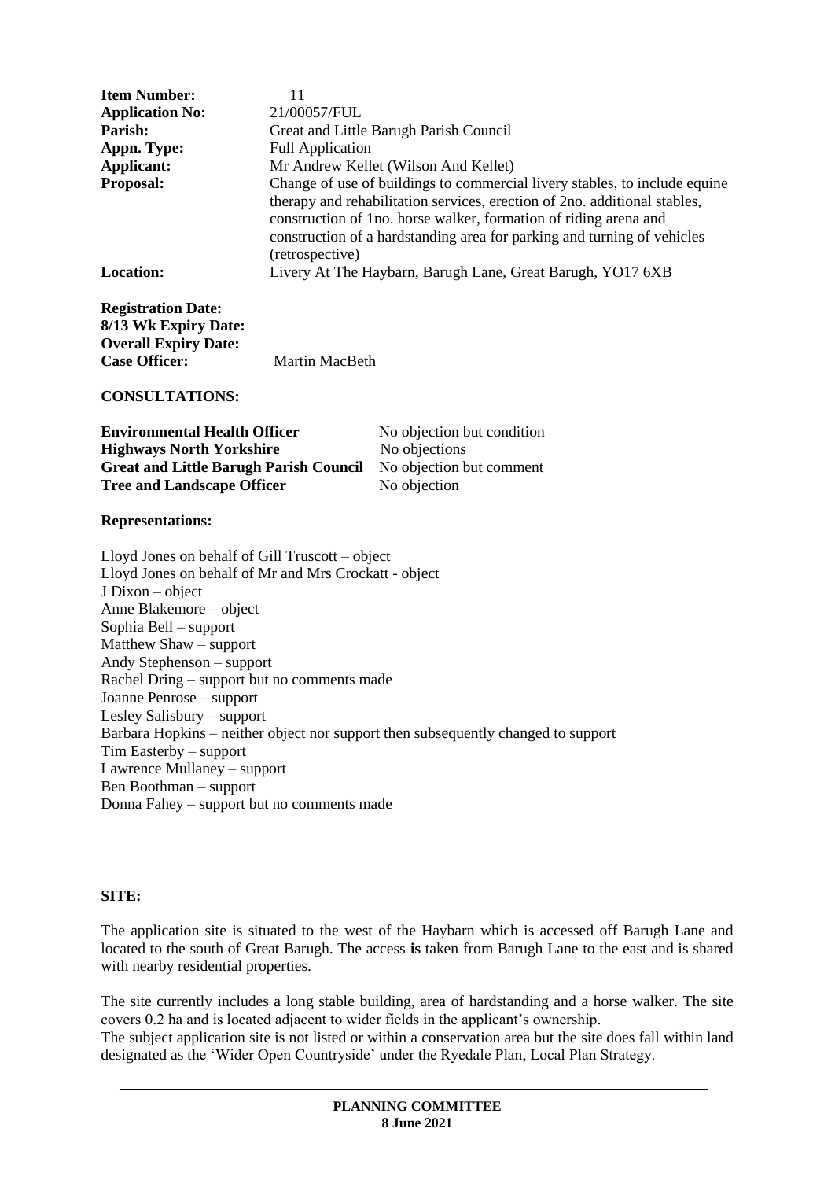| | |
|---|---|
| **Item Number:** | 11 |
| **Application No:** | 21/00057/FUL |
| **Parish:** | Great and Little Barugh Parish Council |
| **Appn. Type:** | Full Application |
| **Applicant:** | Mr Andrew Kellet (Wilson And Kellet) |
| **Proposal:** | Change of use of buildings to commercial livery stables, to include equine therapy and rehabilitation services, erection of 2no. additional stables, construction of 1no. horse walker, formation of riding arena and construction of a hardstanding area for parking and turning of vehicles (retrospective) |
| **Location:** | Livery At The Haybarn, Barugh Lane, Great Barugh, YO17 6XB |

| | |
|---|---|
| **Registration Date:** | |
| **8/13 Wk Expiry Date:** | |
| **Overall Expiry Date:** | |
| **Case Officer:** | Martin MacBeth |

**CONSULTATIONS:**

| | |
|---|---|
| **Environmental Health Officer** | No objection but condition |
| **Highways North Yorkshire** | No objections |
| **Great and Little Barugh Parish Council** | No objection but comment |
| **Tree and Landscape Officer** | No objection |

**Representations:**

Lloyd Jones on behalf of Gill Truscott – object
Lloyd Jones on behalf of Mr and Mrs Crockatt - object
J Dixon – object
Anne Blakemore – object
Sophia Bell – support
Matthew Shaw – support
Andy Stephenson – support
Rachel Dring – support but no comments made
Joanne Penrose – support
Lesley Salisbury – support
Barbara Hopkins – neither object nor support then subsequently changed to support
Tim Easterby – support
Lawrence Mullaney – support
Ben Boothman – support
Donna Fahey – support but no comments made

---

**SITE:**

The application site is situated to the west of the Haybarn which is accessed off Barugh Lane and located to the south of Great Barugh. The access **is** taken from Barugh Lane to the east and is shared with nearby residential properties.

The site currently includes a long stable building, area of hardstanding and a horse walker. The site covers 0.2 ha and is located adjacent to wider fields in the applicant's ownership.
The subject application site is not listed or within a conservation area but the site does fall within land designated as the 'Wider Open Countryside' under the Ryedale Plan, Local Plan Strategy.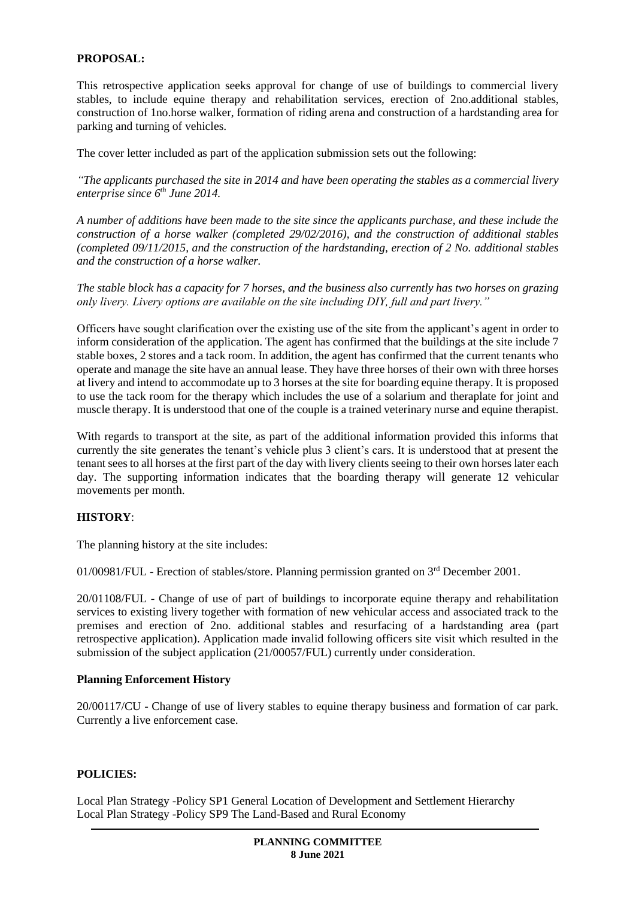**PROPOSAL:**

This retrospective application seeks approval for change of use of buildings to commercial livery stables, to include equine therapy and rehabilitation services, erection of 2no.additional stables, construction of 1no.horse walker, formation of riding arena and construction of a hardstanding area for parking and turning of vehicles.

The cover letter included as part of the application submission sets out the following:

*"The applicants purchased the site in 2014 and have been operating the stables as a commercial livery enterprise since 6th June 2014.*

*A number of additions have been made to the site since the applicants purchase, and these include the construction of a horse walker (completed 29/02/2016), and the construction of additional stables (completed 09/11/2015, and the construction of the hardstanding, erection of 2 No. additional stables and the construction of a horse walker.*

*The stable block has a capacity for 7 horses, and the business also currently has two horses on grazing only livery. Livery options are available on the site including DIY, full and part livery."*

Officers have sought clarification over the existing use of the site from the applicant's agent in order to inform consideration of the application. The agent has confirmed that the buildings at the site include 7 stable boxes, 2 stores and a tack room. In addition, the agent has confirmed that the current tenants who operate and manage the site have an annual lease. They have three horses of their own with three horses at livery and intend to accommodate up to 3 horses at the site for boarding equine therapy. It is proposed to use the tack room for the therapy which includes the use of a solarium and theraplate for joint and muscle therapy. It is understood that one of the couple is a trained veterinary nurse and equine therapist.

With regards to transport at the site, as part of the additional information provided this informs that currently the site generates the tenant's vehicle plus 3 client's cars. It is understood that at present the tenant sees to all horses at the first part of the day with livery clients seeing to their own horses later each day. The supporting information indicates that the boarding therapy will generate 12 vehicular movements per month.

**HISTORY**:

The planning history at the site includes:

01/00981/FUL - Erection of stables/store. Planning permission granted on 3rd December 2001.

20/01108/FUL - Change of use of part of buildings to incorporate equine therapy and rehabilitation services to existing livery together with formation of new vehicular access and associated track to the premises and erection of 2no. additional stables and resurfacing of a hardstanding area (part retrospective application). Application made invalid following officers site visit which resulted in the submission of the subject application (21/00057/FUL) currently under consideration.

**Planning Enforcement History**

20/00117/CU - Change of use of livery stables to equine therapy business and formation of car park. Currently a live enforcement case.

**POLICIES:**

Local Plan Strategy -Policy SP1 General Location of Development and Settlement Hierarchy
Local Plan Strategy -Policy SP9 The Land-Based and Rural Economy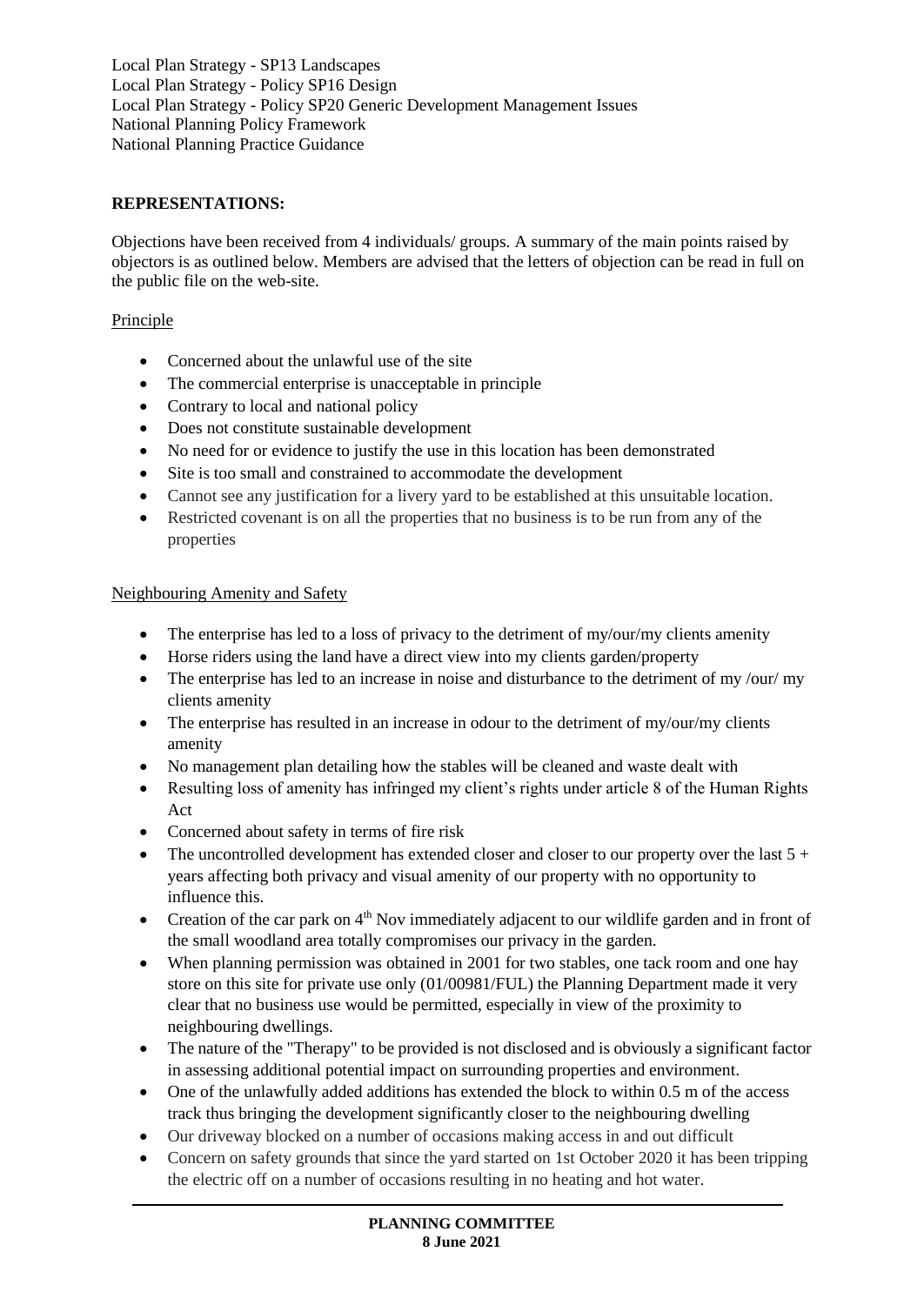Local Plan Strategy - SP13 Landscapes
Local Plan Strategy - Policy SP16 Design
Local Plan Strategy - Policy SP20 Generic Development Management Issues
National Planning Policy Framework
National Planning Practice Guidance

**REPRESENTATIONS:**

Objections have been received from 4 individuals/ groups. A summary of the main points raised by objectors is as outlined below. Members are advised that the letters of objection can be read in full on the public file on the web-site.

Principle

- Concerned about the unlawful use of the site
- The commercial enterprise is unacceptable in principle
- Contrary to local and national policy
- Does not constitute sustainable development
- No need for or evidence to justify the use in this location has been demonstrated
- Site is too small and constrained to accommodate the development
- Cannot see any justification for a livery yard to be established at this unsuitable location.
- Restricted covenant is on all the properties that no business is to be run from any of the properties

Neighbouring Amenity and Safety

- The enterprise has led to a loss of privacy to the detriment of my/our/my clients amenity
- Horse riders using the land have a direct view into my clients garden/property
- The enterprise has led to an increase in noise and disturbance to the detriment of my /our/ my clients amenity
- The enterprise has resulted in an increase in odour to the detriment of my/our/my clients amenity
- No management plan detailing how the stables will be cleaned and waste dealt with
- Resulting loss of amenity has infringed my client's rights under article 8 of the Human Rights Act
- Concerned about safety in terms of fire risk
- The uncontrolled development has extended closer and closer to our property over the last 5 + years affecting both privacy and visual amenity of our property with no opportunity to influence this.
- Creation of the car park on 4th Nov immediately adjacent to our wildlife garden and in front of the small woodland area totally compromises our privacy in the garden.
- When planning permission was obtained in 2001 for two stables, one tack room and one hay store on this site for private use only (01/00981/FUL) the Planning Department made it very clear that no business use would be permitted, especially in view of the proximity to neighbouring dwellings.
- The nature of the "Therapy" to be provided is not disclosed and is obviously a significant factor in assessing additional potential impact on surrounding properties and environment.
- One of the unlawfully added additions has extended the block to within 0.5 m of the access track thus bringing the development significantly closer to the neighbouring dwelling
- Our driveway blocked on a number of occasions making access in and out difficult
- Concern on safety grounds that since the yard started on 1st October 2020 it has been tripping the electric off on a number of occasions resulting in no heating and hot water.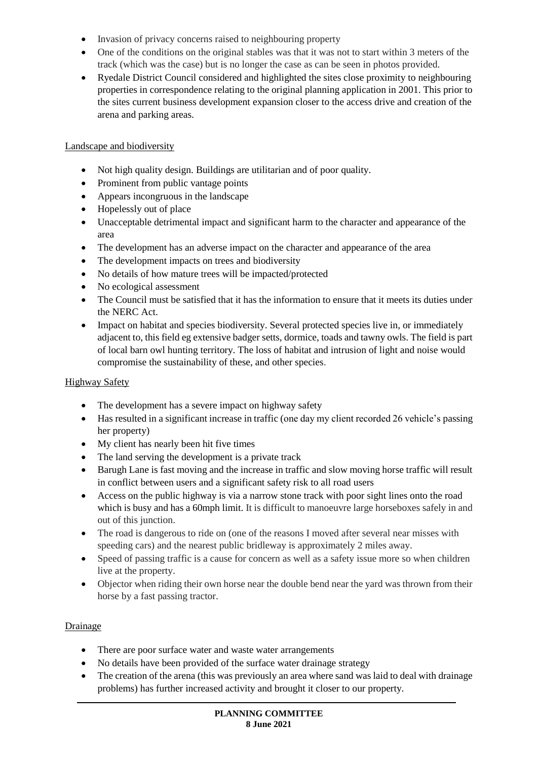- Invasion of privacy concerns raised to neighbouring property
- One of the conditions on the original stables was that it was not to start within 3 meters of the track (which was the case) but is no longer the case as can be seen in photos provided.
- Ryedale District Council considered and highlighted the sites close proximity to neighbouring properties in correspondence relating to the original planning application in 2001. This prior to the sites current business development expansion closer to the access drive and creation of the arena and parking areas.

Landscape and biodiversity

- Not high quality design. Buildings are utilitarian and of poor quality.
- Prominent from public vantage points
- Appears incongruous in the landscape
- Hopelessly out of place
- Unacceptable detrimental impact and significant harm to the character and appearance of the area
- The development has an adverse impact on the character and appearance of the area
- The development impacts on trees and biodiversity
- No details of how mature trees will be impacted/protected
- No ecological assessment
- The Council must be satisfied that it has the information to ensure that it meets its duties under the NERC Act.
- Impact on habitat and species biodiversity. Several protected species live in, or immediately adjacent to, this field eg extensive badger setts, dormice, toads and tawny owls. The field is part of local barn owl hunting territory. The loss of habitat and intrusion of light and noise would compromise the sustainability of these, and other species.

Highway Safety

- The development has a severe impact on highway safety
- Has resulted in a significant increase in traffic (one day my client recorded 26 vehicle's passing her property)
- My client has nearly been hit five times
- The land serving the development is a private track
- Barugh Lane is fast moving and the increase in traffic and slow moving horse traffic will result in conflict between users and a significant safety risk to all road users
- Access on the public highway is via a narrow stone track with poor sight lines onto the road which is busy and has a 60mph limit. It is difficult to manoeuvre large horseboxes safely in and out of this junction.
- The road is dangerous to ride on (one of the reasons I moved after several near misses with speeding cars) and the nearest public bridleway is approximately 2 miles away.
- Speed of passing traffic is a cause for concern as well as a safety issue more so when children live at the property.
- Objector when riding their own horse near the double bend near the yard was thrown from their horse by a fast passing tractor.

Drainage

- There are poor surface water and waste water arrangements
- No details have been provided of the surface water drainage strategy
- The creation of the arena (this was previously an area where sand was laid to deal with drainage problems) has further increased activity and brought it closer to our property.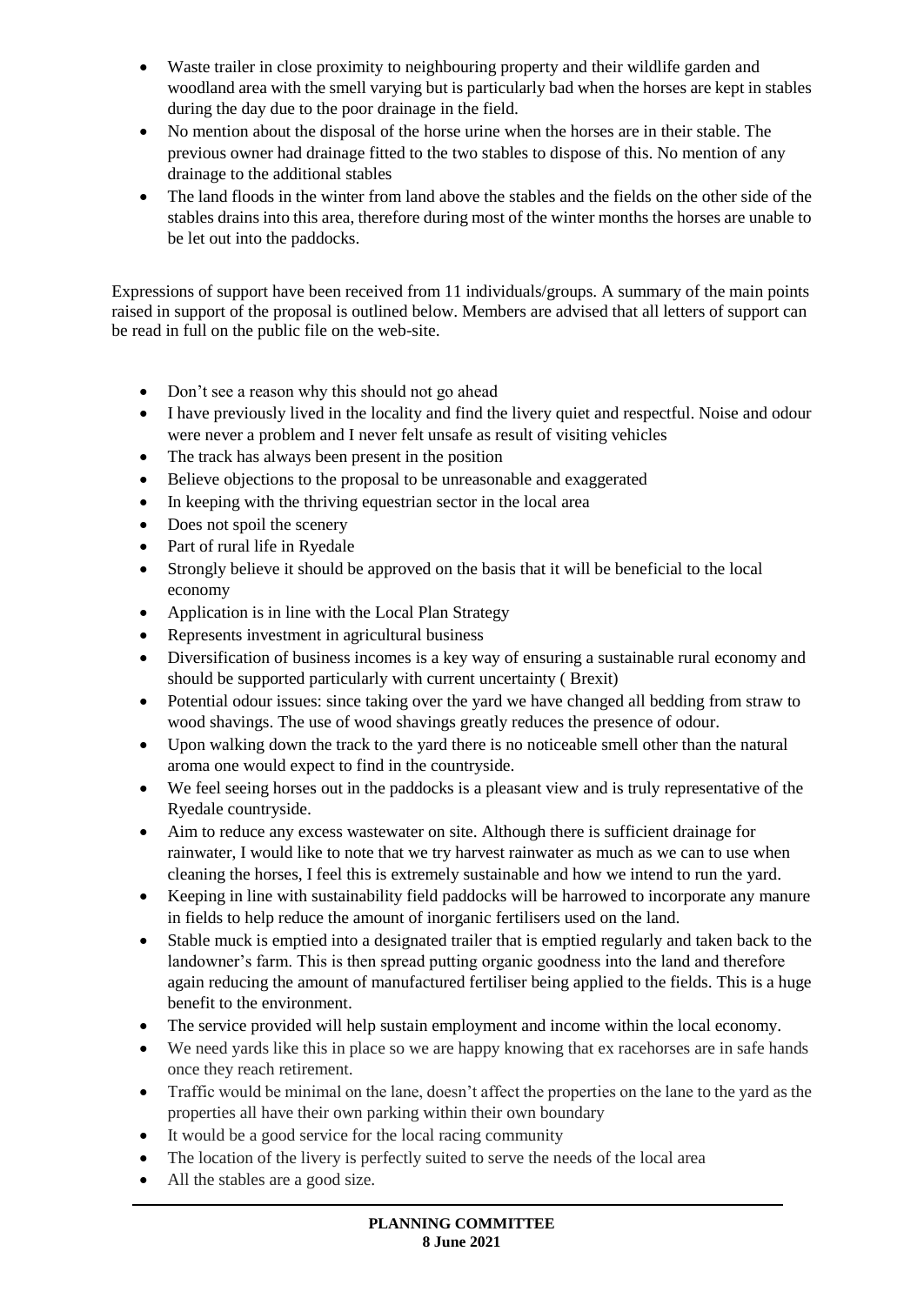- Waste trailer in close proximity to neighbouring property and their wildlife garden and woodland area with the smell varying but is particularly bad when the horses are kept in stables during the day due to the poor drainage in the field.
- No mention about the disposal of the horse urine when the horses are in their stable. The previous owner had drainage fitted to the two stables to dispose of this. No mention of any drainage to the additional stables
- The land floods in the winter from land above the stables and the fields on the other side of the stables drains into this area, therefore during most of the winter months the horses are unable to be let out into the paddocks.

Expressions of support have been received from 11 individuals/groups. A summary of the main points raised in support of the proposal is outlined below. Members are advised that all letters of support can be read in full on the public file on the web-site.

- Don't see a reason why this should not go ahead
- I have previously lived in the locality and find the livery quiet and respectful. Noise and odour were never a problem and I never felt unsafe as result of visiting vehicles
- The track has always been present in the position
- Believe objections to the proposal to be unreasonable and exaggerated
- In keeping with the thriving equestrian sector in the local area
- Does not spoil the scenery
- Part of rural life in Ryedale
- Strongly believe it should be approved on the basis that it will be beneficial to the local economy
- Application is in line with the Local Plan Strategy
- Represents investment in agricultural business
- Diversification of business incomes is a key way of ensuring a sustainable rural economy and should be supported particularly with current uncertainty ( Brexit)
- Potential odour issues: since taking over the yard we have changed all bedding from straw to wood shavings. The use of wood shavings greatly reduces the presence of odour.
- Upon walking down the track to the yard there is no noticeable smell other than the natural aroma one would expect to find in the countryside.
- We feel seeing horses out in the paddocks is a pleasant view and is truly representative of the Ryedale countryside.
- Aim to reduce any excess wastewater on site. Although there is sufficient drainage for rainwater, I would like to note that we try harvest rainwater as much as we can to use when cleaning the horses, I feel this is extremely sustainable and how we intend to run the yard.
- Keeping in line with sustainability field paddocks will be harrowed to incorporate any manure in fields to help reduce the amount of inorganic fertilisers used on the land.
- Stable muck is emptied into a designated trailer that is emptied regularly and taken back to the landowner's farm. This is then spread putting organic goodness into the land and therefore again reducing the amount of manufactured fertiliser being applied to the fields. This is a huge benefit to the environment.
- The service provided will help sustain employment and income within the local economy.
- We need yards like this in place so we are happy knowing that ex racehorses are in safe hands once they reach retirement.
- Traffic would be minimal on the lane, doesn't affect the properties on the lane to the yard as the properties all have their own parking within their own boundary
- It would be a good service for the local racing community
- The location of the livery is perfectly suited to serve the needs of the local area
- All the stables are a good size.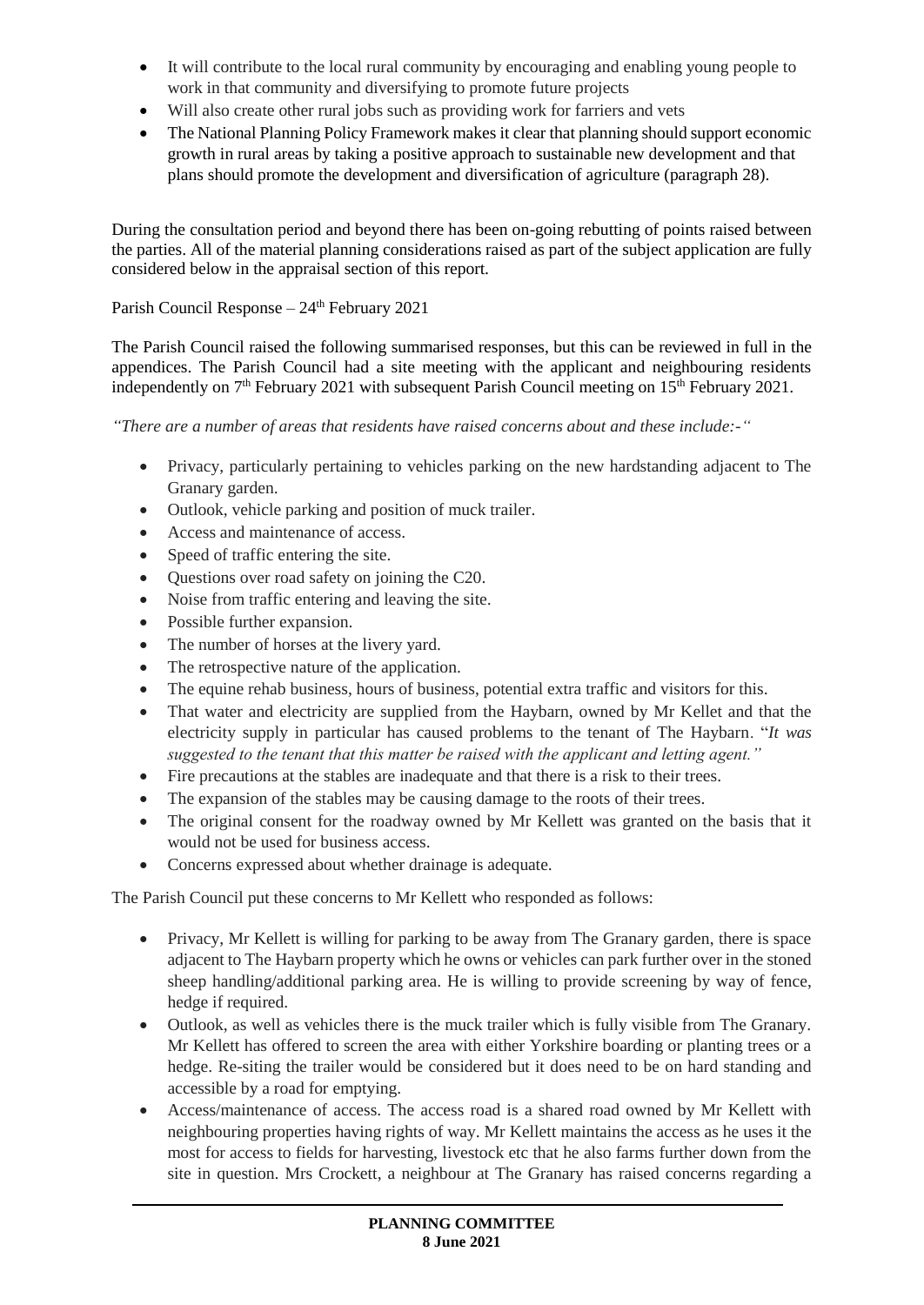- It will contribute to the local rural community by encouraging and enabling young people to work in that community and diversifying to promote future projects
- Will also create other rural jobs such as providing work for farriers and vets
- The National Planning Policy Framework makes it clear that planning should support economic growth in rural areas by taking a positive approach to sustainable new development and that plans should promote the development and diversification of agriculture (paragraph 28).

During the consultation period and beyond there has been on-going rebutting of points raised between the parties. All of the material planning considerations raised as part of the subject application are fully considered below in the appraisal section of this report.

Parish Council Response – 24th February 2021

The Parish Council raised the following summarised responses, but this can be reviewed in full in the appendices. The Parish Council had a site meeting with the applicant and neighbouring residents independently on 7th February 2021 with subsequent Parish Council meeting on 15th February 2021.

*"There are a number of areas that residents have raised concerns about and these include:-"*

- Privacy, particularly pertaining to vehicles parking on the new hardstanding adjacent to The Granary garden.
- Outlook, vehicle parking and position of muck trailer.
- Access and maintenance of access.
- Speed of traffic entering the site.
- Questions over road safety on joining the C20.
- Noise from traffic entering and leaving the site.
- Possible further expansion.
- The number of horses at the livery yard.
- The retrospective nature of the application.
- The equine rehab business, hours of business, potential extra traffic and visitors for this.
- That water and electricity are supplied from the Haybarn, owned by Mr Kellet and that the electricity supply in particular has caused problems to the tenant of The Haybarn. "*It was suggested to the tenant that this matter be raised with the applicant and letting agent."*
- Fire precautions at the stables are inadequate and that there is a risk to their trees.
- The expansion of the stables may be causing damage to the roots of their trees.
- The original consent for the roadway owned by Mr Kellett was granted on the basis that it would not be used for business access.
- Concerns expressed about whether drainage is adequate.

The Parish Council put these concerns to Mr Kellett who responded as follows:

- Privacy, Mr Kellett is willing for parking to be away from The Granary garden, there is space adjacent to The Haybarn property which he owns or vehicles can park further over in the stoned sheep handling/additional parking area. He is willing to provide screening by way of fence, hedge if required.
- Outlook, as well as vehicles there is the muck trailer which is fully visible from The Granary. Mr Kellett has offered to screen the area with either Yorkshire boarding or planting trees or a hedge. Re-siting the trailer would be considered but it does need to be on hard standing and accessible by a road for emptying.
- Access/maintenance of access. The access road is a shared road owned by Mr Kellett with neighbouring properties having rights of way. Mr Kellett maintains the access as he uses it the most for access to fields for harvesting, livestock etc that he also farms further down from the site in question. Mrs Crockett, a neighbour at The Granary has raised concerns regarding a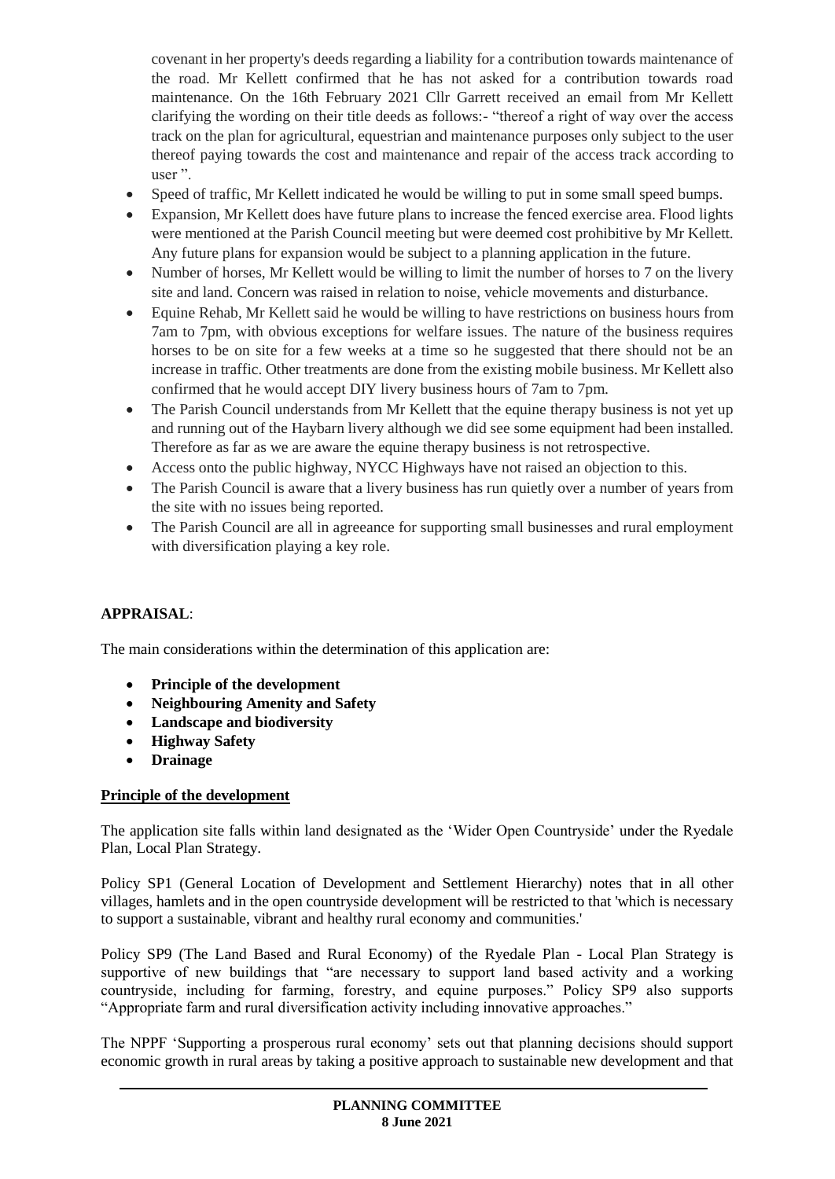covenant in her property's deeds regarding a liability for a contribution towards maintenance of the road. Mr Kellett confirmed that he has not asked for a contribution towards road maintenance. On the 16th February 2021 Cllr Garrett received an email from Mr Kellett clarifying the wording on their title deeds as follows:- "thereof a right of way over the access track on the plan for agricultural, equestrian and maintenance purposes only subject to the user thereof paying towards the cost and maintenance and repair of the access track according to user ".

- Speed of traffic, Mr Kellett indicated he would be willing to put in some small speed bumps.
- Expansion, Mr Kellett does have future plans to increase the fenced exercise area. Flood lights were mentioned at the Parish Council meeting but were deemed cost prohibitive by Mr Kellett. Any future plans for expansion would be subject to a planning application in the future.
- Number of horses, Mr Kellett would be willing to limit the number of horses to 7 on the livery site and land. Concern was raised in relation to noise, vehicle movements and disturbance.
- Equine Rehab, Mr Kellett said he would be willing to have restrictions on business hours from 7am to 7pm, with obvious exceptions for welfare issues. The nature of the business requires horses to be on site for a few weeks at a time so he suggested that there should not be an increase in traffic. Other treatments are done from the existing mobile business. Mr Kellett also confirmed that he would accept DIY livery business hours of 7am to 7pm.
- The Parish Council understands from Mr Kellett that the equine therapy business is not yet up and running out of the Haybarn livery although we did see some equipment had been installed. Therefore as far as we are aware the equine therapy business is not retrospective.
- Access onto the public highway, NYCC Highways have not raised an objection to this.
- The Parish Council is aware that a livery business has run quietly over a number of years from the site with no issues being reported.
- The Parish Council are all in agreeance for supporting small businesses and rural employment with diversification playing a key role.

**APPRAISAL**:

The main considerations within the determination of this application are:

- **Principle of the development**
- **Neighbouring Amenity and Safety**
- **Landscape and biodiversity**
- **Highway Safety**
- **Drainage**

**Principle of the development**

The application site falls within land designated as the 'Wider Open Countryside' under the Ryedale Plan, Local Plan Strategy.

Policy SP1 (General Location of Development and Settlement Hierarchy) notes that in all other villages, hamlets and in the open countryside development will be restricted to that 'which is necessary to support a sustainable, vibrant and healthy rural economy and communities.'

Policy SP9 (The Land Based and Rural Economy) of the Ryedale Plan - Local Plan Strategy is supportive of new buildings that "are necessary to support land based activity and a working countryside, including for farming, forestry, and equine purposes." Policy SP9 also supports "Appropriate farm and rural diversification activity including innovative approaches."

The NPPF 'Supporting a prosperous rural economy' sets out that planning decisions should support economic growth in rural areas by taking a positive approach to sustainable new development and that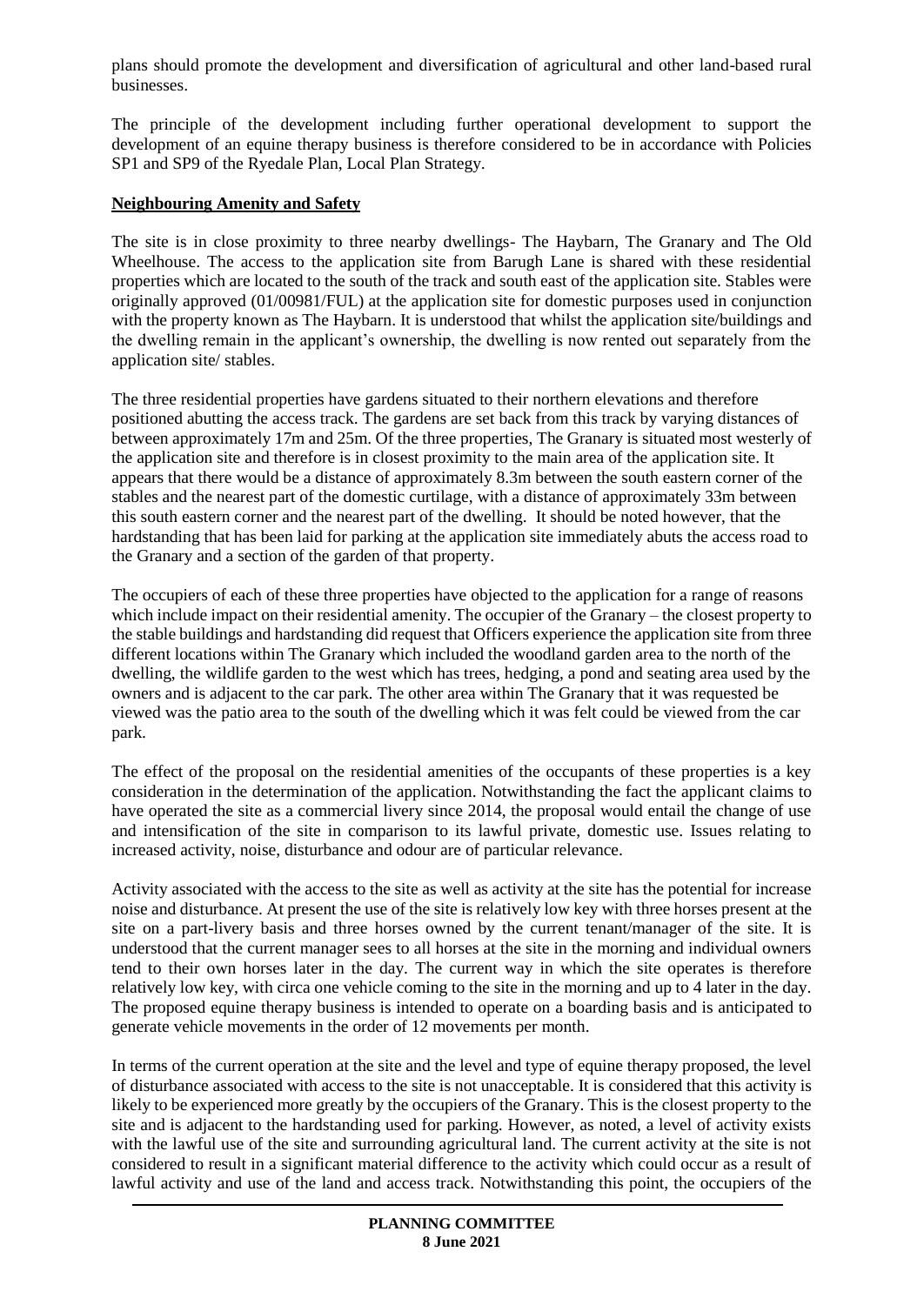plans should promote the development and diversification of agricultural and other land-based rural businesses.

The principle of the development including further operational development to support the development of an equine therapy business is therefore considered to be in accordance with Policies SP1 and SP9 of the Ryedale Plan, Local Plan Strategy.

**Neighbouring Amenity and Safety**

The site is in close proximity to three nearby dwellings- The Haybarn, The Granary and The Old Wheelhouse. The access to the application site from Barugh Lane is shared with these residential properties which are located to the south of the track and south east of the application site. Stables were originally approved (01/00981/FUL) at the application site for domestic purposes used in conjunction with the property known as The Haybarn. It is understood that whilst the application site/buildings and the dwelling remain in the applicant's ownership, the dwelling is now rented out separately from the application site/ stables.

The three residential properties have gardens situated to their northern elevations and therefore positioned abutting the access track. The gardens are set back from this track by varying distances of between approximately 17m and 25m. Of the three properties, The Granary is situated most westerly of the application site and therefore is in closest proximity to the main area of the application site. It appears that there would be a distance of approximately 8.3m between the south eastern corner of the stables and the nearest part of the domestic curtilage, with a distance of approximately 33m between this south eastern corner and the nearest part of the dwelling. It should be noted however, that the hardstanding that has been laid for parking at the application site immediately abuts the access road to the Granary and a section of the garden of that property.

The occupiers of each of these three properties have objected to the application for a range of reasons which include impact on their residential amenity. The occupier of the Granary – the closest property to the stable buildings and hardstanding did request that Officers experience the application site from three different locations within The Granary which included the woodland garden area to the north of the dwelling, the wildlife garden to the west which has trees, hedging, a pond and seating area used by the owners and is adjacent to the car park. The other area within The Granary that it was requested be viewed was the patio area to the south of the dwelling which it was felt could be viewed from the car park.

The effect of the proposal on the residential amenities of the occupants of these properties is a key consideration in the determination of the application. Notwithstanding the fact the applicant claims to have operated the site as a commercial livery since 2014, the proposal would entail the change of use and intensification of the site in comparison to its lawful private, domestic use. Issues relating to increased activity, noise, disturbance and odour are of particular relevance.

Activity associated with the access to the site as well as activity at the site has the potential for increase noise and disturbance. At present the use of the site is relatively low key with three horses present at the site on a part-livery basis and three horses owned by the current tenant/manager of the site. It is understood that the current manager sees to all horses at the site in the morning and individual owners tend to their own horses later in the day. The current way in which the site operates is therefore relatively low key, with circa one vehicle coming to the site in the morning and up to 4 later in the day. The proposed equine therapy business is intended to operate on a boarding basis and is anticipated to generate vehicle movements in the order of 12 movements per month.

In terms of the current operation at the site and the level and type of equine therapy proposed, the level of disturbance associated with access to the site is not unacceptable. It is considered that this activity is likely to be experienced more greatly by the occupiers of the Granary. This is the closest property to the site and is adjacent to the hardstanding used for parking. However, as noted, a level of activity exists with the lawful use of the site and surrounding agricultural land. The current activity at the site is not considered to result in a significant material difference to the activity which could occur as a result of lawful activity and use of the land and access track. Notwithstanding this point, the occupiers of the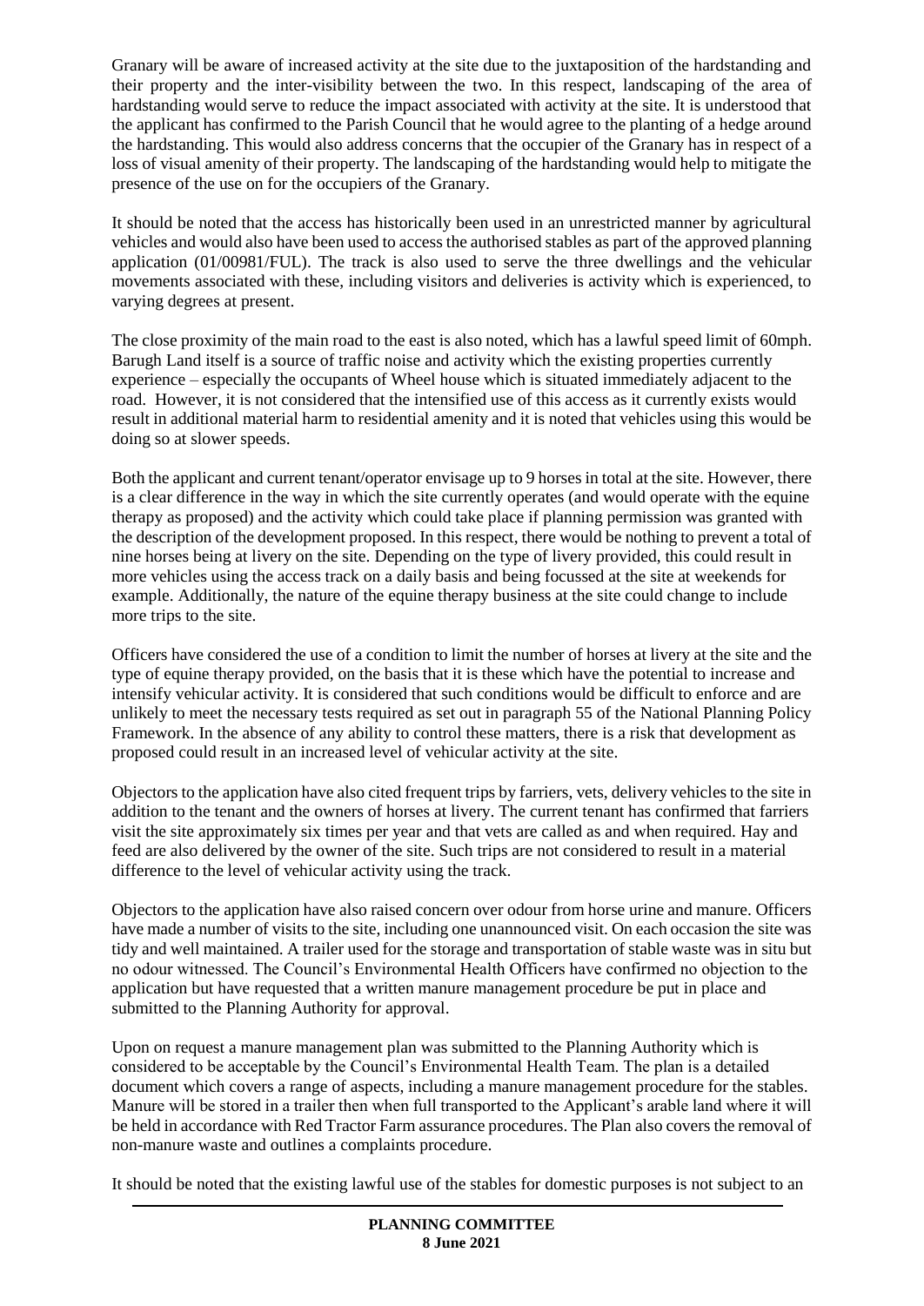Granary will be aware of increased activity at the site due to the juxtaposition of the hardstanding and their property and the inter-visibility between the two. In this respect, landscaping of the area of hardstanding would serve to reduce the impact associated with activity at the site. It is understood that the applicant has confirmed to the Parish Council that he would agree to the planting of a hedge around the hardstanding. This would also address concerns that the occupier of the Granary has in respect of a loss of visual amenity of their property. The landscaping of the hardstanding would help to mitigate the presence of the use on for the occupiers of the Granary.

It should be noted that the access has historically been used in an unrestricted manner by agricultural vehicles and would also have been used to access the authorised stables as part of the approved planning application (01/00981/FUL). The track is also used to serve the three dwellings and the vehicular movements associated with these, including visitors and deliveries is activity which is experienced, to varying degrees at present.

The close proximity of the main road to the east is also noted, which has a lawful speed limit of 60mph. Barugh Land itself is a source of traffic noise and activity which the existing properties currently experience – especially the occupants of Wheel house which is situated immediately adjacent to the road. However, it is not considered that the intensified use of this access as it currently exists would result in additional material harm to residential amenity and it is noted that vehicles using this would be doing so at slower speeds.

Both the applicant and current tenant/operator envisage up to 9 horses in total at the site. However, there is a clear difference in the way in which the site currently operates (and would operate with the equine therapy as proposed) and the activity which could take place if planning permission was granted with the description of the development proposed. In this respect, there would be nothing to prevent a total of nine horses being at livery on the site. Depending on the type of livery provided, this could result in more vehicles using the access track on a daily basis and being focussed at the site at weekends for example. Additionally, the nature of the equine therapy business at the site could change to include more trips to the site.

Officers have considered the use of a condition to limit the number of horses at livery at the site and the type of equine therapy provided, on the basis that it is these which have the potential to increase and intensify vehicular activity. It is considered that such conditions would be difficult to enforce and are unlikely to meet the necessary tests required as set out in paragraph 55 of the National Planning Policy Framework. In the absence of any ability to control these matters, there is a risk that development as proposed could result in an increased level of vehicular activity at the site.

Objectors to the application have also cited frequent trips by farriers, vets, delivery vehicles to the site in addition to the tenant and the owners of horses at livery. The current tenant has confirmed that farriers visit the site approximately six times per year and that vets are called as and when required. Hay and feed are also delivered by the owner of the site. Such trips are not considered to result in a material difference to the level of vehicular activity using the track.

Objectors to the application have also raised concern over odour from horse urine and manure. Officers have made a number of visits to the site, including one unannounced visit. On each occasion the site was tidy and well maintained. A trailer used for the storage and transportation of stable waste was in situ but no odour witnessed. The Council's Environmental Health Officers have confirmed no objection to the application but have requested that a written manure management procedure be put in place and submitted to the Planning Authority for approval.

Upon on request a manure management plan was submitted to the Planning Authority which is considered to be acceptable by the Council's Environmental Health Team. The plan is a detailed document which covers a range of aspects, including a manure management procedure for the stables. Manure will be stored in a trailer then when full transported to the Applicant's arable land where it will be held in accordance with Red Tractor Farm assurance procedures. The Plan also covers the removal of non-manure waste and outlines a complaints procedure.

It should be noted that the existing lawful use of the stables for domestic purposes is not subject to an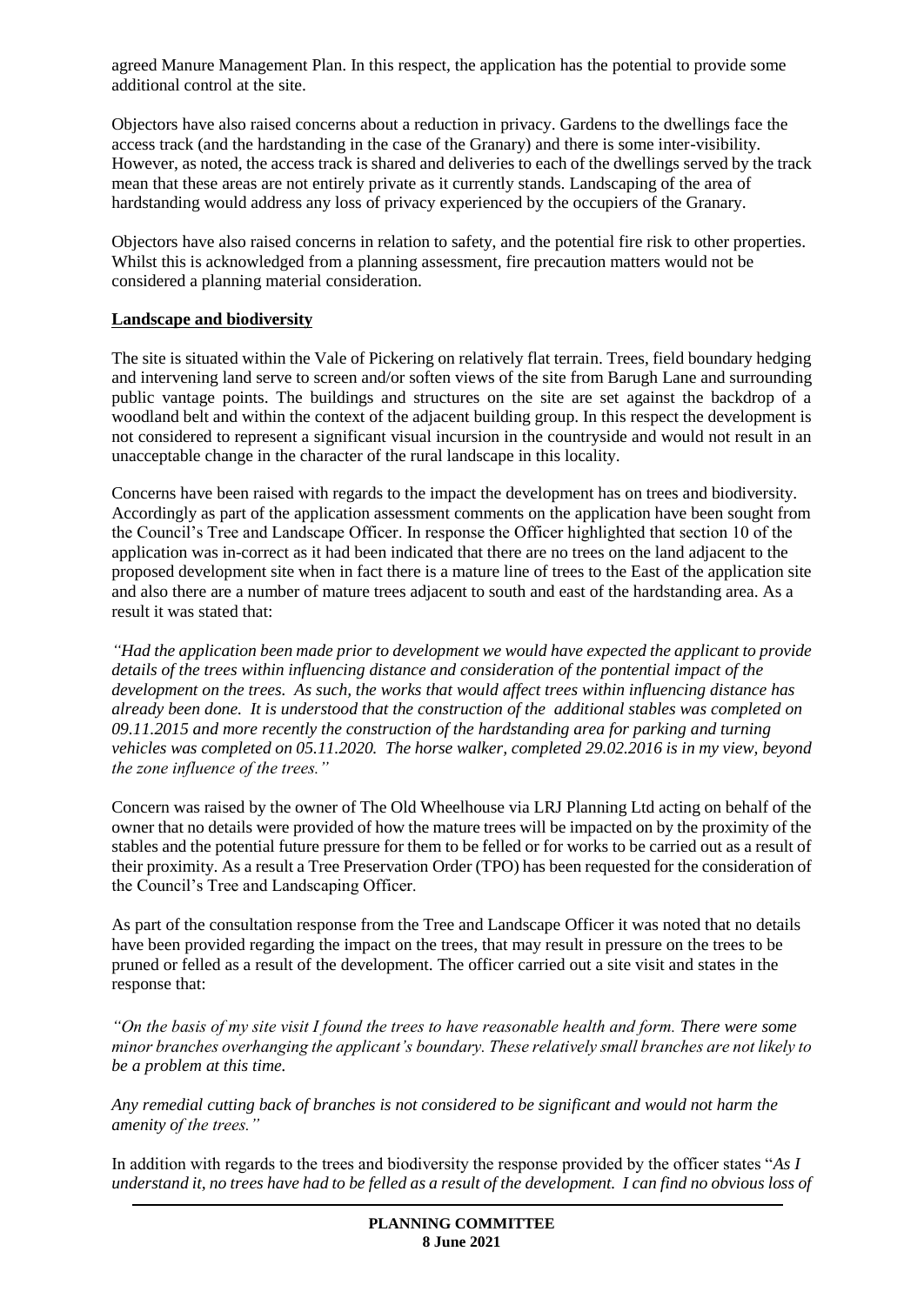agreed Manure Management Plan. In this respect, the application has the potential to provide some additional control at the site.

Objectors have also raised concerns about a reduction in privacy. Gardens to the dwellings face the access track (and the hardstanding in the case of the Granary) and there is some inter-visibility. However, as noted, the access track is shared and deliveries to each of the dwellings served by the track mean that these areas are not entirely private as it currently stands. Landscaping of the area of hardstanding would address any loss of privacy experienced by the occupiers of the Granary.

Objectors have also raised concerns in relation to safety, and the potential fire risk to other properties. Whilst this is acknowledged from a planning assessment, fire precaution matters would not be considered a planning material consideration.

**Landscape and biodiversity**

The site is situated within the Vale of Pickering on relatively flat terrain. Trees, field boundary hedging and intervening land serve to screen and/or soften views of the site from Barugh Lane and surrounding public vantage points. The buildings and structures on the site are set against the backdrop of a woodland belt and within the context of the adjacent building group. In this respect the development is not considered to represent a significant visual incursion in the countryside and would not result in an unacceptable change in the character of the rural landscape in this locality.

Concerns have been raised with regards to the impact the development has on trees and biodiversity. Accordingly as part of the application assessment comments on the application have been sought from the Council's Tree and Landscape Officer. In response the Officer highlighted that section 10 of the application was in-correct as it had been indicated that there are no trees on the land adjacent to the proposed development site when in fact there is a mature line of trees to the East of the application site and also there are a number of mature trees adjacent to south and east of the hardstanding area. As a result it was stated that:

*"Had the application been made prior to development we would have expected the applicant to provide details of the trees within influencing distance and consideration of the pontential impact of the development on the trees. As such, the works that would affect trees within influencing distance has already been done. It is understood that the construction of the additional stables was completed on 09.11.2015 and more recently the construction of the hardstanding area for parking and turning vehicles was completed on 05.11.2020. The horse walker, completed 29.02.2016 is in my view, beyond the zone influence of the trees."*

Concern was raised by the owner of The Old Wheelhouse via LRJ Planning Ltd acting on behalf of the owner that no details were provided of how the mature trees will be impacted on by the proximity of the stables and the potential future pressure for them to be felled or for works to be carried out as a result of their proximity. As a result a Tree Preservation Order (TPO) has been requested for the consideration of the Council's Tree and Landscaping Officer.

As part of the consultation response from the Tree and Landscape Officer it was noted that no details have been provided regarding the impact on the trees, that may result in pressure on the trees to be pruned or felled as a result of the development. The officer carried out a site visit and states in the response that:

*"On the basis of my site visit I found the trees to have reasonable health and form. There were some minor branches overhanging the applicant's boundary. These relatively small branches are not likely to be a problem at this time.*

*Any remedial cutting back of branches is not considered to be significant and would not harm the amenity of the trees."*

In addition with regards to the trees and biodiversity the response provided by the officer states "*As I understand it, no trees have had to be felled as a result of the development. I can find no obvious loss of*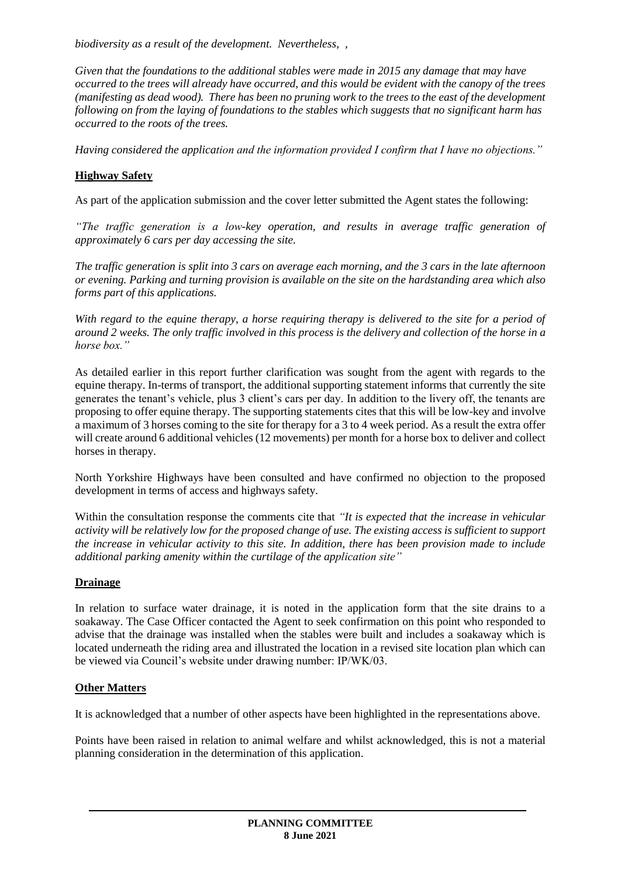*biodiversity as a result of the development. Nevertheless, ,*

*Given that the foundations to the additional stables were made in 2015 any damage that may have occurred to the trees will already have occurred, and this would be evident with the canopy of the trees (manifesting as dead wood). There has been no pruning work to the trees to the east of the development following on from the laying of foundations to the stables which suggests that no significant harm has occurred to the roots of the trees.*

*Having considered the application and the information provided I confirm that I have no objections."*

**Highway Safety**

As part of the application submission and the cover letter submitted the Agent states the following:

*"The traffic generation is a low-key operation, and results in average traffic generation of approximately 6 cars per day accessing the site.*

*The traffic generation is split into 3 cars on average each morning, and the 3 cars in the late afternoon or evening. Parking and turning provision is available on the site on the hardstanding area which also forms part of this applications.*

*With regard to the equine therapy, a horse requiring therapy is delivered to the site for a period of around 2 weeks. The only traffic involved in this process is the delivery and collection of the horse in a horse box."*

As detailed earlier in this report further clarification was sought from the agent with regards to the equine therapy. In-terms of transport, the additional supporting statement informs that currently the site generates the tenant's vehicle, plus 3 client's cars per day. In addition to the livery off, the tenants are proposing to offer equine therapy. The supporting statements cites that this will be low-key and involve a maximum of 3 horses coming to the site for therapy for a 3 to 4 week period. As a result the extra offer will create around 6 additional vehicles (12 movements) per month for a horse box to deliver and collect horses in therapy.

North Yorkshire Highways have been consulted and have confirmed no objection to the proposed development in terms of access and highways safety.

Within the consultation response the comments cite that *"It is expected that the increase in vehicular activity will be relatively low for the proposed change of use. The existing access is sufficient to support the increase in vehicular activity to this site. In addition, there has been provision made to include additional parking amenity within the curtilage of the application site"*

**Drainage**

In relation to surface water drainage, it is noted in the application form that the site drains to a soakaway. The Case Officer contacted the Agent to seek confirmation on this point who responded to advise that the drainage was installed when the stables were built and includes a soakaway which is located underneath the riding area and illustrated the location in a revised site location plan which can be viewed via Council's website under drawing number: IP/WK/03.

**Other Matters**

It is acknowledged that a number of other aspects have been highlighted in the representations above.

Points have been raised in relation to animal welfare and whilst acknowledged, this is not a material planning consideration in the determination of this application.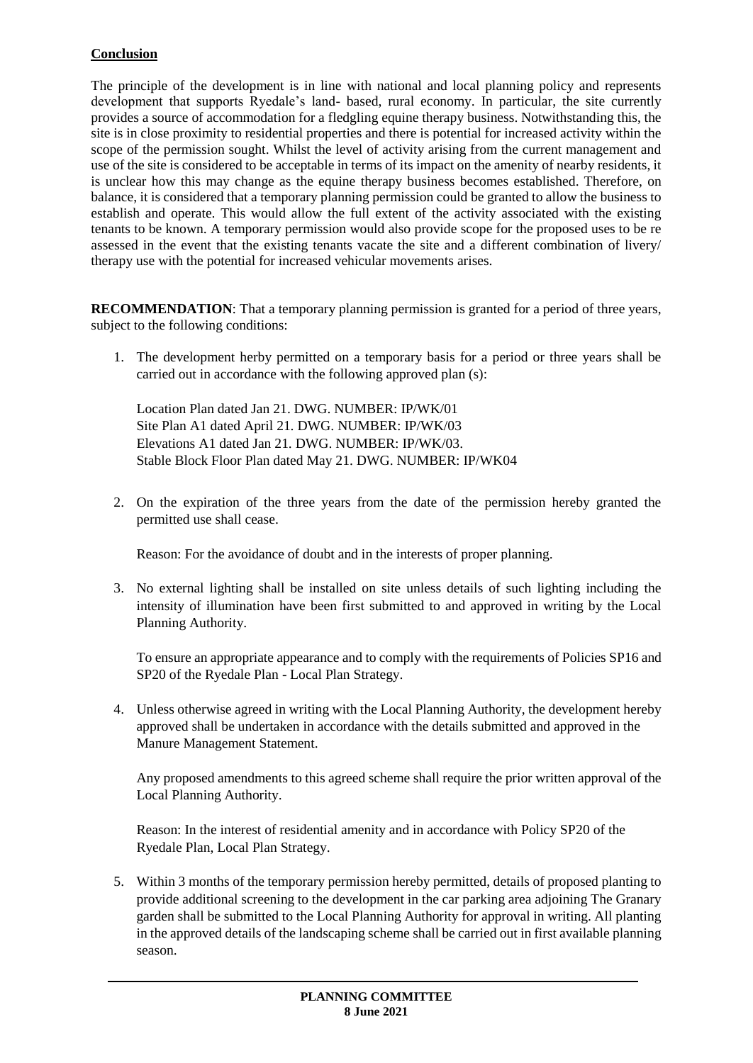**Conclusion**

The principle of the development is in line with national and local planning policy and represents development that supports Ryedale's land- based, rural economy. In particular, the site currently provides a source of accommodation for a fledgling equine therapy business. Notwithstanding this, the site is in close proximity to residential properties and there is potential for increased activity within the scope of the permission sought. Whilst the level of activity arising from the current management and use of the site is considered to be acceptable in terms of its impact on the amenity of nearby residents, it is unclear how this may change as the equine therapy business becomes established. Therefore, on balance, it is considered that a temporary planning permission could be granted to allow the business to establish and operate. This would allow the full extent of the activity associated with the existing tenants to be known. A temporary permission would also provide scope for the proposed uses to be re assessed in the event that the existing tenants vacate the site and a different combination of livery/ therapy use with the potential for increased vehicular movements arises.

**RECOMMENDATION**: That a temporary planning permission is granted for a period of three years, subject to the following conditions:

1. The development herby permitted on a temporary basis for a period or three years shall be carried out in accordance with the following approved plan (s):

   Location Plan dated Jan 21. DWG. NUMBER: IP/WK/01
   Site Plan A1 dated April 21. DWG. NUMBER: IP/WK/03
   Elevations A1 dated Jan 21. DWG. NUMBER: IP/WK/03.
   Stable Block Floor Plan dated May 21. DWG. NUMBER: IP/WK04

2. On the expiration of the three years from the date of the permission hereby granted the permitted use shall cease.

   Reason: For the avoidance of doubt and in the interests of proper planning.

3. No external lighting shall be installed on site unless details of such lighting including the intensity of illumination have been first submitted to and approved in writing by the Local Planning Authority.

   To ensure an appropriate appearance and to comply with the requirements of Policies SP16 and SP20 of the Ryedale Plan - Local Plan Strategy.

4. Unless otherwise agreed in writing with the Local Planning Authority, the development hereby approved shall be undertaken in accordance with the details submitted and approved in the Manure Management Statement.

   Any proposed amendments to this agreed scheme shall require the prior written approval of the Local Planning Authority.

   Reason: In the interest of residential amenity and in accordance with Policy SP20 of the Ryedale Plan, Local Plan Strategy.

5. Within 3 months of the temporary permission hereby permitted, details of proposed planting to provide additional screening to the development in the car parking area adjoining The Granary garden shall be submitted to the Local Planning Authority for approval in writing. All planting in the approved details of the landscaping scheme shall be carried out in first available planning season.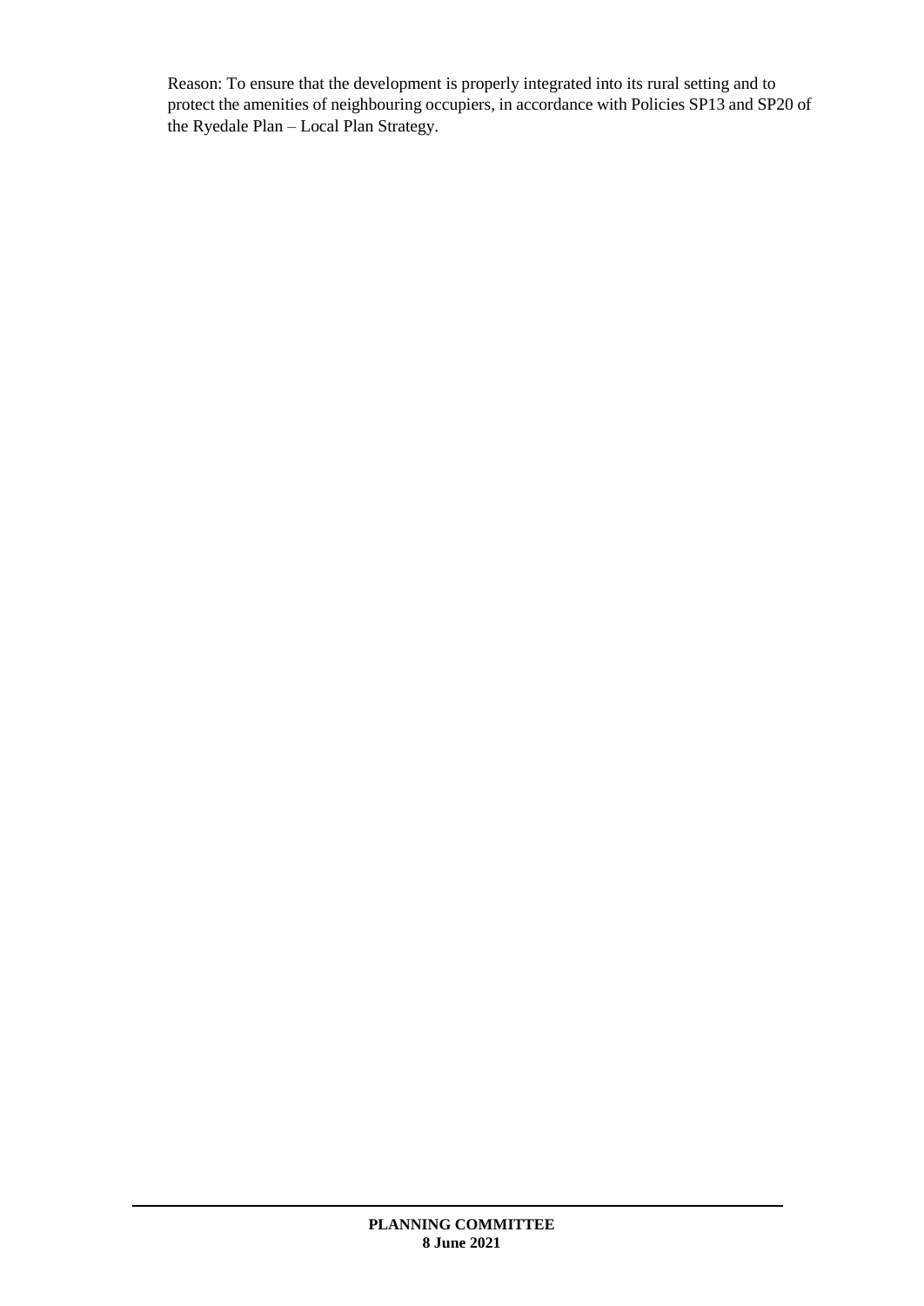Reason: To ensure that the development is properly integrated into its rural setting and to protect the amenities of neighbouring occupiers, in accordance with Policies SP13 and SP20 of the Ryedale Plan – Local Plan Strategy.